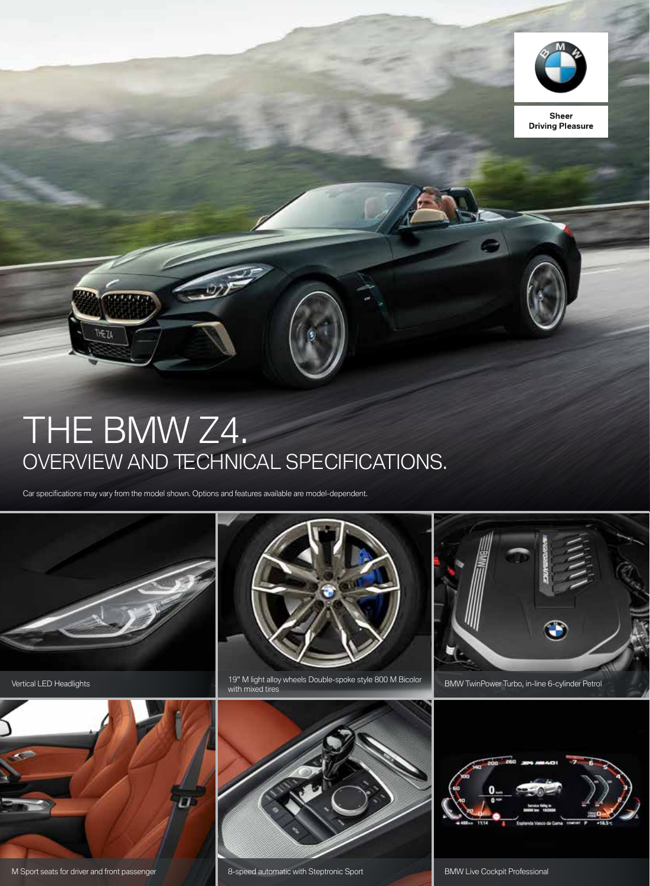Sheer
Driving Pleasure

# THE BMW Z4.
## OVERVIEW AND TECHNICAL SPECIFICATIONS.

Car specifications may vary from the model shown. Options and features available are model-dependent.

Vertical LED Headlights

19" M light alloy wheels Double-spoke style 800 M Bicolor with mixed tires

BMW TwinPower Turbo, in-line 6-cylinder Petrol

M Sport seats for driver and front passenger

8-speed automatic with Steptronic Sport

BMW Live Cockpit Professional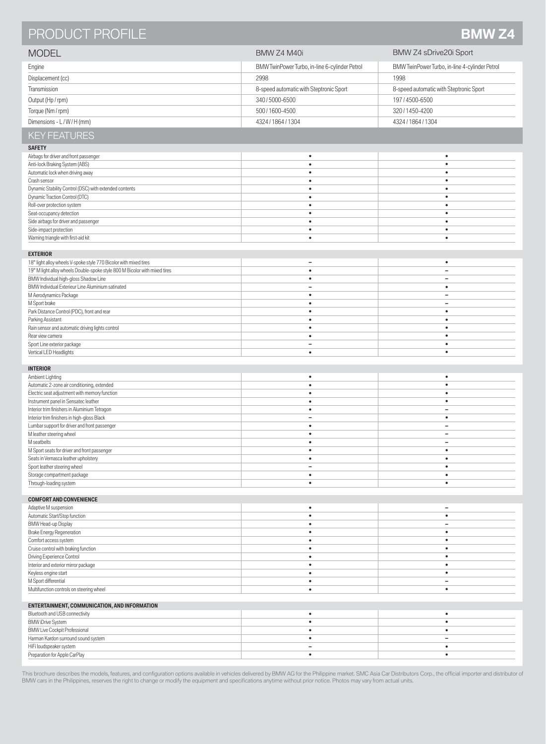# PRODUCT PROFILE

## BMW Z4

| MODEL | BMW Z4 M40i | BMW Z4 sDrive20i Sport |
|---|---|---|
| Engine | BMW TwinPower Turbo, in-line 6-cylinder Petrol | BMW TwinPower Turbo, in-line 4-cylinder Petrol |
| Displacement (cc) | 2998 | 1998 |
| Transmission | 8-speed automatic with Steptronic Sport | 8-speed automatic with Steptronic Sport |
| Output (Hp / rpm) | 340 / 5000-6500 | 197 / 4500-6500 |
| Torque (Nm / rpm) | 500 / 1600-4500 | 320 / 1450-4200 |
| Dimensions - L / W / H (mm) | 4324 / 1864 / 1304 | 4324 / 1864 / 1304 |

## KEY FEATURES

| | BMW Z4 M40i | BMW Z4 sDrive20i Sport |
|---|---|---|
| **SAFETY** | | |
| Airbags for driver and front passenger | • | • |
| Anti-lock Braking System (ABS) | • | • |
| Automatic lock when driving away | • | • |
| Crash sensor | • | • |
| Dynamic Stability Control (DSC) with extended contents | • | • |
| Dynamic Traction Control (DTC) | • | • |
| Roll-over protection system | • | • |
| Seat-occupancy detection | • | • |
| Side airbags for driver and passenger | • | • |
| Side-impact protection | • | • |
| Warning triangle with first-aid kit | • | • |
| **EXTERIOR** | | |
| 18" light alloy wheels V-spoke style 770 Bicolor with mixed tires | – | • |
| 19" M light alloy wheels Double-spoke style 800 M Bicolor with mixed tires | • | – |
| BMW Individual high-gloss Shadow Line | • | – |
| BMW Individual Exterieur Line Aluminium satinated | – | • |
| M Aerodynamics Package | • | – |
| M Sport brake | • | – |
| Park Distance Control (PDC), front and rear | • | • |
| Parking Assistant | • | • |
| Rain sensor and automatic driving lights control | • | • |
| Rear view camera | • | • |
| Sport Line exterior package | – | • |
| Vertical LED Headlights | • | • |
| **INTERIOR** | | |
| Ambient Lighting | • | • |
| Automatic 2-zone air conditioning, extended | • | • |
| Electric seat adjustment with memory function | • | • |
| Instrument panel in Sensatec leather | • | • |
| Interior trim finishers in Aluminium Tetragon | • | – |
| Interior trim finishers in high-gloss Black | – | • |
| Lumbar support for driver and front passenger | • | – |
| M leather steering wheel | • | – |
| M seatbelts | • | – |
| M Sport seats for driver and front passenger | • | • |
| Seats in Vernasca leather upholstery | • | • |
| Sport leather steering wheel | – | • |
| Storage compartment package | • | • |
| Through-loading system | • | • |
| **COMFORT AND CONVENIENCE** | | |
| Adaptive M suspension | • | – |
| Automatic Start/Stop function | • | • |
| BMW Head-up Display | • | – |
| Brake Energy Regeneration | • | • |
| Comfort access system | • | • |
| Cruise control with braking function | • | • |
| Driving Experience Control | • | • |
| Interior and exterior mirror package | • | • |
| Keyless engine start | • | • |
| M Sport differential | • | – |
| Multifunction controls on steering wheel | • | • |
| **ENTERTAINMENT, COMMUNICATION, AND INFORMATION** | | |
| Bluetooth and USB connectivity | • | • |
| BMW iDrive System | • | • |
| BMW Live Cockpit Professional | • | • |
| Harman Kardon surround sound system | • | – |
| HiFi loudspeaker system | – | • |
| Preparation for Apple CarPlay | • | • |

This brochure describes the models, features, and configuration options available in vehicles delivered by BMW AG for the Philippine market. SMC Asia Car Distributors Corp., the official importer and distributor of BMW cars in the Philippines, reserves the right to change or modify the equipment and specifications anytime without prior notice. Photos may vary from actual units.